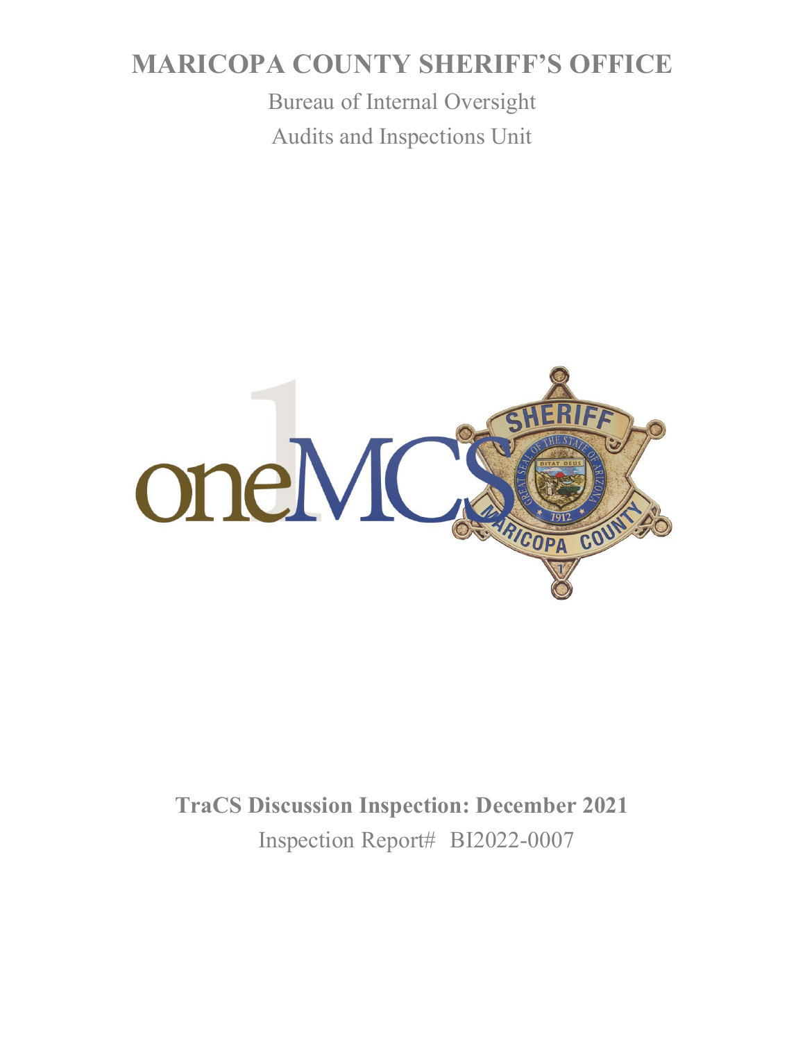# MARICOPA COUNTY SHERIFF'S OFFICE

Bureau of Internal Oversight

Audits and Inspections Unit

**TraCS Discussion Inspection: December 2021**

Inspection Report# BI2022-0007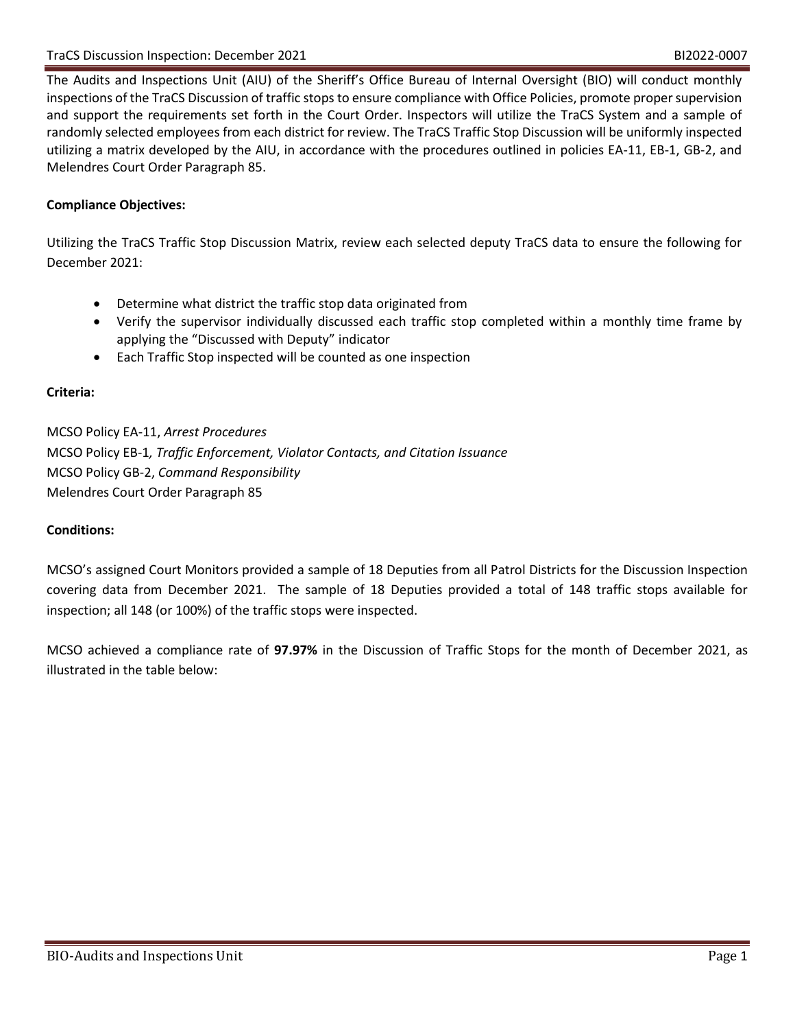The Audits and Inspections Unit (AIU) of the Sheriff's Office Bureau of Internal Oversight (BIO) will conduct monthly inspections of the TraCS Discussion of traffic stops to ensure compliance with Office Policies, promote proper supervision and support the requirements set forth in the Court Order. Inspectors will utilize the TraCS System and a sample of randomly selected employees from each district for review. The TraCS Traffic Stop Discussion will be uniformly inspected utilizing a matrix developed by the AIU, in accordance with the procedures outlined in policies EA-11, EB-1, GB-2, and Melendres Court Order Paragraph 85.

**Compliance Objectives:**

Utilizing the TraCS Traffic Stop Discussion Matrix, review each selected deputy TraCS data to ensure the following for December 2021:

- Determine what district the traffic stop data originated from
- Verify the supervisor individually discussed each traffic stop completed within a monthly time frame by applying the "Discussed with Deputy" indicator
- Each Traffic Stop inspected will be counted as one inspection

**Criteria:**

MCSO Policy EA-11, *Arrest Procedures*
MCSO Policy EB-1*, Traffic Enforcement, Violator Contacts, and Citation Issuance*
MCSO Policy GB-2, *Command Responsibility*
Melendres Court Order Paragraph 85

**Conditions:**

MCSO's assigned Court Monitors provided a sample of 18 Deputies from all Patrol Districts for the Discussion Inspection covering data from December 2021. The sample of 18 Deputies provided a total of 148 traffic stops available for inspection; all 148 (or 100%) of the traffic stops were inspected.

MCSO achieved a compliance rate of **97.97%** in the Discussion of Traffic Stops for the month of December 2021, as illustrated in the table below: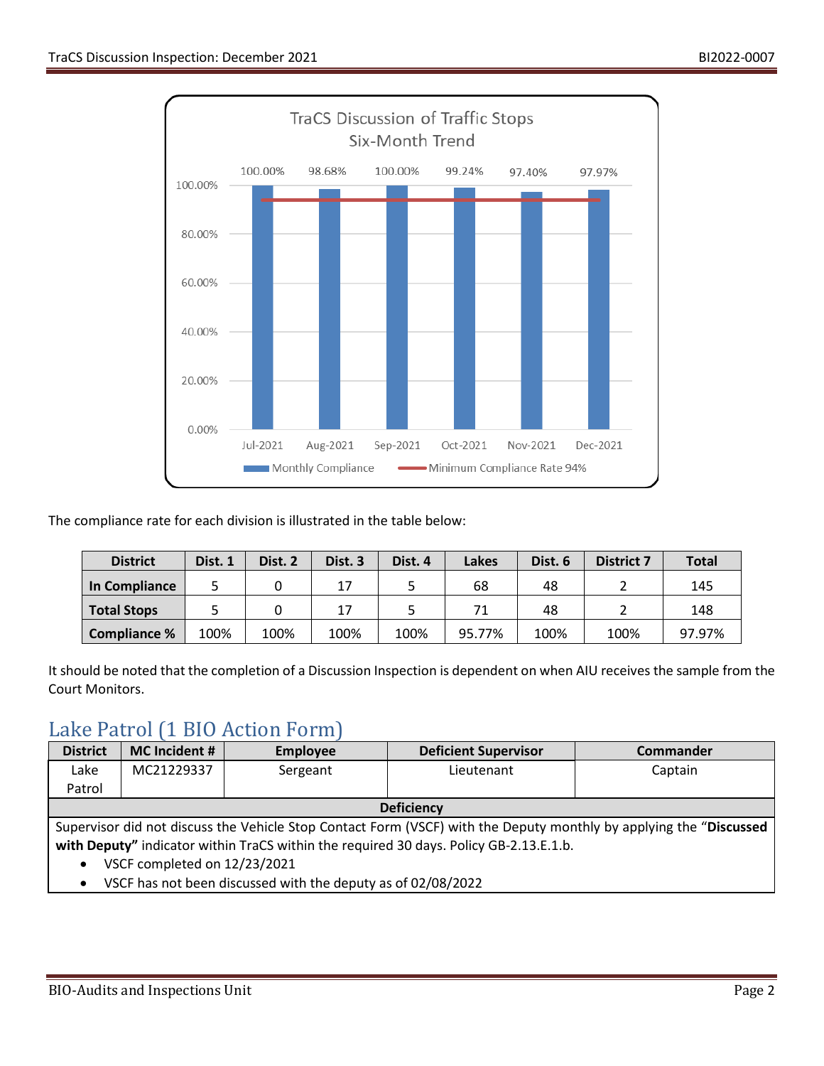**TraCS Discussion of Traffic Stops Six-Month Trend**

| Month | Monthly Compliance |
|---|---|
| Jul-2021 | 100.00% |
| Aug-2021 | 98.68% |
| Sep-2021 | 100.00% |
| Oct-2021 | 99.24% |
| Nov-2021 | 97.40% |
| Dec-2021 | 97.97% |

Minimum Compliance Rate 94%

The compliance rate for each division is illustrated in the table below:

| District | Dist. 1 | Dist. 2 | Dist. 3 | Dist. 4 | Lakes | Dist. 6 | District 7 | Total |
|---|---|---|---|---|---|---|---|---|
| **In Compliance** | 5 | 0 | 17 | 5 | 68 | 48 | 2 | 145 |
| **Total Stops** | 5 | 0 | 17 | 5 | 71 | 48 | 2 | 148 |
| **Compliance %** | 100% | 100% | 100% | 100% | 95.77% | 100% | 100% | 97.97% |

It should be noted that the completion of a Discussion Inspection is dependent on when AIU receives the sample from the Court Monitors.

## Lake Patrol (1 BIO Action Form)

| District | MC Incident # | Employee | Deficient Supervisor | Commander |
|---|---|---|---|---|
| Lake Patrol | MC21229337 | Sergeant | Lieutenant | Captain |

**Deficiency**

Supervisor did not discuss the Vehicle Stop Contact Form (VSCF) with the Deputy monthly by applying the "**Discussed with Deputy"** indicator within TraCS within the required 30 days. Policy GB-2.13.E.1.b.

- VSCF completed on 12/23/2021
- VSCF has not been discussed with the deputy as of 02/08/2022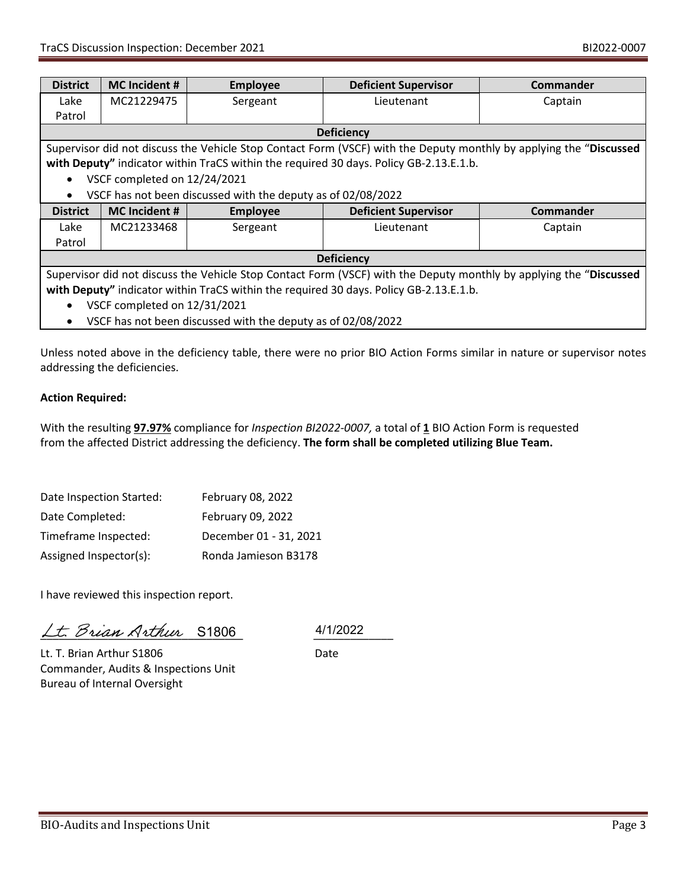| District | MC Incident # | Employee | Deficient Supervisor | Commander |
|---|---|---|---|---|
| Lake Patrol | MC21229475 | Sergeant | Lieutenant | Captain |
| **Deficiency** | | | | |
| Supervisor did not discuss the Vehicle Stop Contact Form (VSCF) with the Deputy monthly by applying the "**Discussed with Deputy"** indicator within TraCS within the required 30 days. Policy GB-2.13.E.1.b. • VSCF completed on 12/24/2021 • VSCF has not been discussed with the deputy as of 02/08/2022 | | | | |
| **District** | **MC Incident #** | **Employee** | **Deficient Supervisor** | **Commander** |
| Lake Patrol | MC21233468 | Sergeant | Lieutenant | Captain |
| **Deficiency** | | | | |
| Supervisor did not discuss the Vehicle Stop Contact Form (VSCF) with the Deputy monthly by applying the "**Discussed with Deputy"** indicator within TraCS within the required 30 days. Policy GB-2.13.E.1.b. • VSCF completed on 12/31/2021 • VSCF has not been discussed with the deputy as of 02/08/2022 | | | | |

Unless noted above in the deficiency table, there were no prior BIO Action Forms similar in nature or supervisor notes addressing the deficiencies.

**Action Required:**

With the resulting **97.97%** compliance for *Inspection BI2022-0007,* a total of **1** BIO Action Form is requested from the affected District addressing the deficiency. **The form shall be completed utilizing Blue Team.**

Date Inspection Started: February 08, 2022
Date Completed: February 09, 2022
Timeframe Inspected: December 01 - 31, 2021
Assigned Inspector(s): Ronda Jamieson B3178

I have reviewed this inspection report.

Lt. Brian Arthur S1806 4/1/2022

Lt. T. Brian Arthur S1806 Date
Commander, Audits & Inspections Unit
Bureau of Internal Oversight